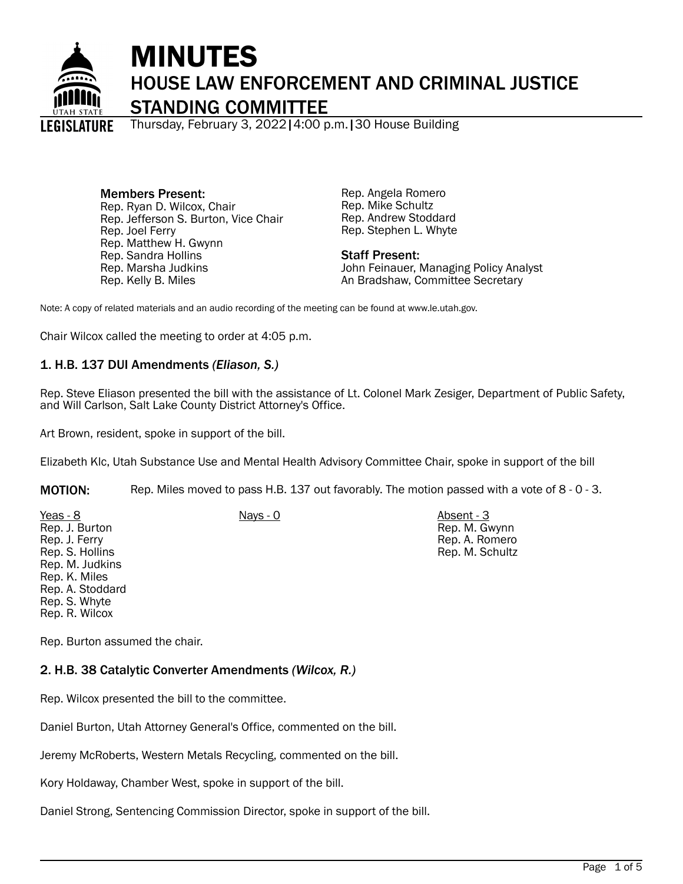# MINUTES

## HOUSE LAW ENFORCEMENT AND CRIMINAL JUSTICE STANDING COMMITTEE

Thursday, February 3, 2022 | 4:00 p.m. | 30 House Building

**Members Present:**
Rep. Ryan D. Wilcox, Chair
Rep. Jefferson S. Burton, Vice Chair
Rep. Joel Ferry
Rep. Matthew H. Gwynn
Rep. Sandra Hollins
Rep. Marsha Judkins
Rep. Kelly B. Miles
Rep. Angela Romero
Rep. Mike Schultz
Rep. Andrew Stoddard
Rep. Stephen L. Whyte

**Staff Present:**
John Feinauer, Managing Policy Analyst
An Bradshaw, Committee Secretary

Note: A copy of related materials and an audio recording of the meeting can be found at www.le.utah.gov.

Chair Wilcox called the meeting to order at 4:05 p.m.

### 1. H.B. 137 DUI Amendments *(Eliason, S.)*

Rep. Steve Eliason presented the bill with the assistance of Lt. Colonel Mark Zesiger, Department of Public Safety, and Will Carlson, Salt Lake County District Attorney's Office.

Art Brown, resident, spoke in support of the bill.

Elizabeth Klc, Utah Substance Use and Mental Health Advisory Committee Chair, spoke in support of the bill

**MOTION:** Rep. Miles moved to pass H.B. 137 out favorably. The motion passed with a vote of 8 - 0 - 3.

| Yeas - 8 | Nays - 0 | Absent - 3 |
|---|---|---|
| Rep. J. Burton | | Rep. M. Gwynn |
| Rep. J. Ferry | | Rep. A. Romero |
| Rep. S. Hollins | | Rep. M. Schultz |
| Rep. M. Judkins | | |
| Rep. K. Miles | | |
| Rep. A. Stoddard | | |
| Rep. S. Whyte | | |
| Rep. R. Wilcox | | |

Rep. Burton assumed the chair.

### 2. H.B. 38 Catalytic Converter Amendments *(Wilcox, R.)*

Rep. Wilcox presented the bill to the committee.

Daniel Burton, Utah Attorney General's Office, commented on the bill.

Jeremy McRoberts, Western Metals Recycling, commented on the bill.

Kory Holdaway, Chamber West, spoke in support of the bill.

Daniel Strong, Sentencing Commission Director, spoke in support of the bill.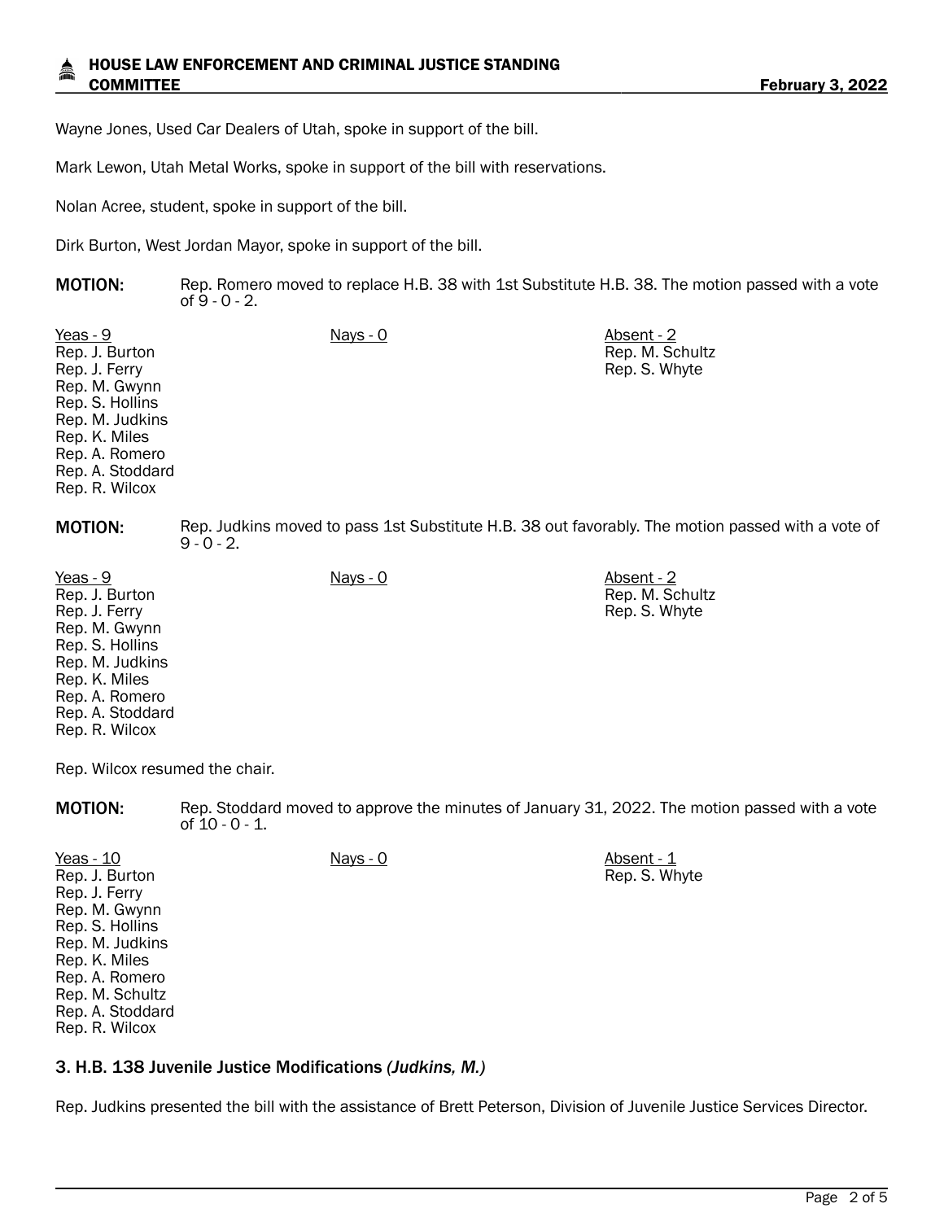Wayne Jones, Used Car Dealers of Utah, spoke in support of the bill.

Mark Lewon, Utah Metal Works, spoke in support of the bill with reservations.

Nolan Acree, student, spoke in support of the bill.

Dirk Burton, West Jordan Mayor, spoke in support of the bill.

**MOTION:** Rep. Romero moved to replace H.B. 38 with 1st Substitute H.B. 38. The motion passed with a vote of 9 - 0 - 2.

| Yeas - 9 | Nays - 0 | Absent - 2 |
|---|---|---|
| Rep. J. Burton | | Rep. M. Schultz |
| Rep. J. Ferry | | Rep. S. Whyte |
| Rep. M. Gwynn | | |
| Rep. S. Hollins | | |
| Rep. M. Judkins | | |
| Rep. K. Miles | | |
| Rep. A. Romero | | |
| Rep. A. Stoddard | | |
| Rep. R. Wilcox | | |

**MOTION:** Rep. Judkins moved to pass 1st Substitute H.B. 38 out favorably. The motion passed with a vote of 9 - 0 - 2.

| Yeas - 9 | Nays - 0 | Absent - 2 |
|---|---|---|
| Rep. J. Burton | | Rep. M. Schultz |
| Rep. J. Ferry | | Rep. S. Whyte |
| Rep. M. Gwynn | | |
| Rep. S. Hollins | | |
| Rep. M. Judkins | | |
| Rep. K. Miles | | |
| Rep. A. Romero | | |
| Rep. A. Stoddard | | |
| Rep. R. Wilcox | | |

Rep. Wilcox resumed the chair.

**MOTION:** Rep. Stoddard moved to approve the minutes of January 31, 2022. The motion passed with a vote of 10 - 0 - 1.

| Yeas - 10 | Nays - 0 | Absent - 1 |
|---|---|---|
| Rep. J. Burton | | Rep. S. Whyte |
| Rep. J. Ferry | | |
| Rep. M. Gwynn | | |
| Rep. S. Hollins | | |
| Rep. M. Judkins | | |
| Rep. K. Miles | | |
| Rep. A. Romero | | |
| Rep. M. Schultz | | |
| Rep. A. Stoddard | | |
| Rep. R. Wilcox | | |

### 3. H.B. 138 Juvenile Justice Modifications *(Judkins, M.)*

Rep. Judkins presented the bill with the assistance of Brett Peterson, Division of Juvenile Justice Services Director.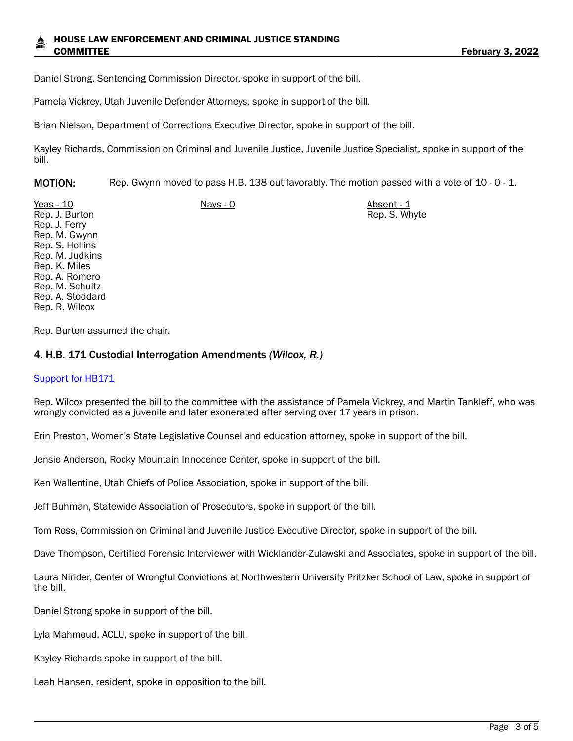Daniel Strong, Sentencing Commission Director, spoke in support of the bill.

Pamela Vickrey, Utah Juvenile Defender Attorneys, spoke in support of the bill.

Brian Nielson, Department of Corrections Executive Director, spoke in support of the bill.

Kayley Richards, Commission on Criminal and Juvenile Justice, Juvenile Justice Specialist, spoke in support of the bill.

**MOTION:** Rep. Gwynn moved to pass H.B. 138 out favorably. The motion passed with a vote of 10 - 0 - 1.

| Yeas - 10 | Nays - 0 | Absent - 1 |
|---|---|---|
| Rep. J. Burton | | Rep. S. Whyte |
| Rep. J. Ferry | | |
| Rep. M. Gwynn | | |
| Rep. S. Hollins | | |
| Rep. M. Judkins | | |
| Rep. K. Miles | | |
| Rep. A. Romero | | |
| Rep. M. Schultz | | |
| Rep. A. Stoddard | | |
| Rep. R. Wilcox | | |

Rep. Burton assumed the chair.

### 4. H.B. 171 Custodial Interrogation Amendments *(Wilcox, R.)*

[Support for HB171]

Rep. Wilcox presented the bill to the committee with the assistance of Pamela Vickrey, and Martin Tankleff, who was wrongly convicted as a juvenile and later exonerated after serving over 17 years in prison.

Erin Preston, Women's State Legislative Counsel and education attorney, spoke in support of the bill.

Jensie Anderson, Rocky Mountain Innocence Center, spoke in support of the bill.

Ken Wallentine, Utah Chiefs of Police Association, spoke in support of the bill.

Jeff Buhman, Statewide Association of Prosecutors, spoke in support of the bill.

Tom Ross, Commission on Criminal and Juvenile Justice Executive Director, spoke in support of the bill.

Dave Thompson, Certified Forensic Interviewer with Wicklander-Zulawski and Associates, spoke in support of the bill.

Laura Nirider, Center of Wrongful Convictions at Northwestern University Pritzker School of Law, spoke in support of the bill.

Daniel Strong spoke in support of the bill.

Lyla Mahmoud, ACLU, spoke in support of the bill.

Kayley Richards spoke in support of the bill.

Leah Hansen, resident, spoke in opposition to the bill.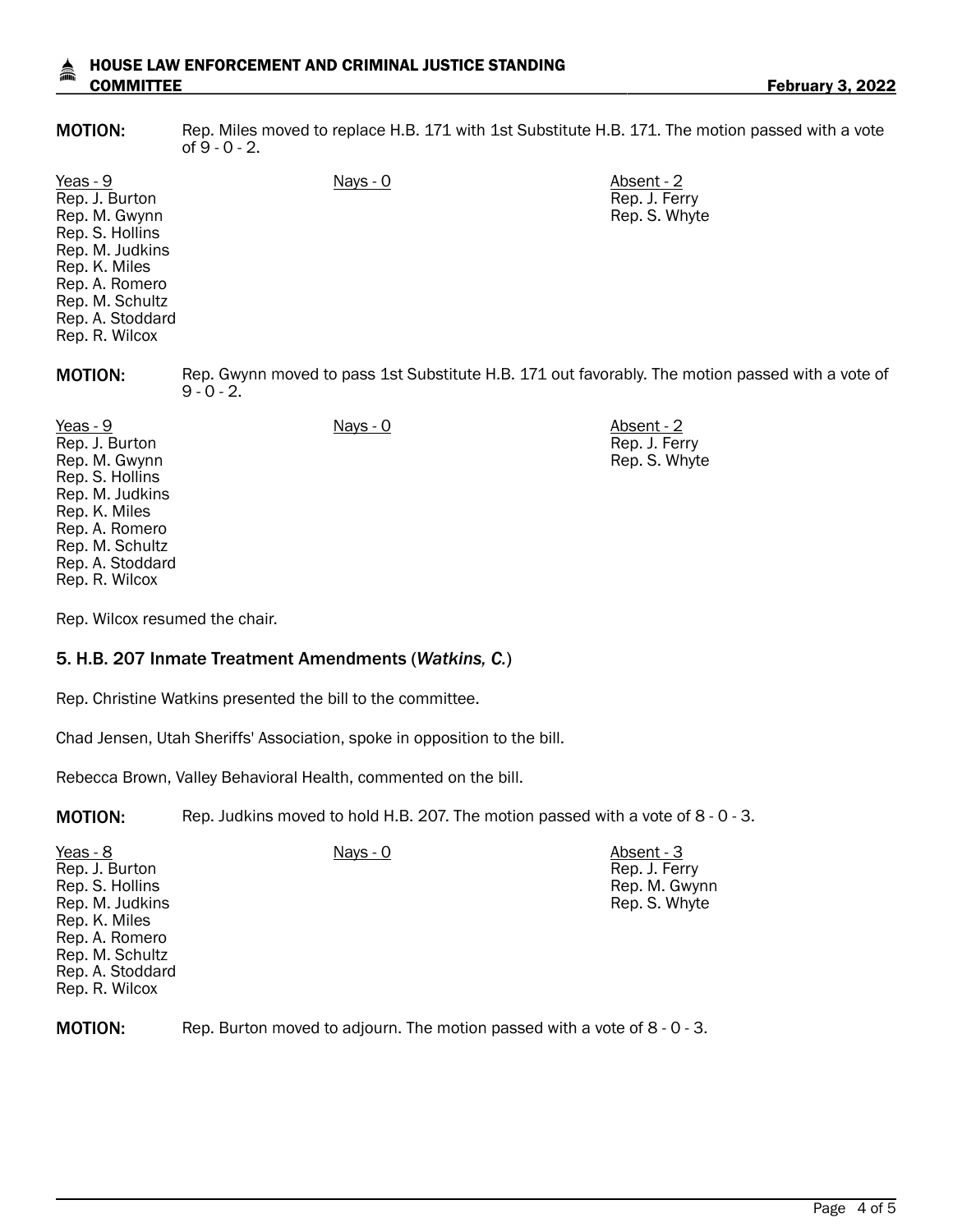**MOTION:** Rep. Miles moved to replace H.B. 171 with 1st Substitute H.B. 171. The motion passed with a vote of 9 - 0 - 2.

| Yeas - 9 | Nays - 0 | Absent - 2 |
|---|---|---|
| Rep. J. Burton | | Rep. J. Ferry |
| Rep. M. Gwynn | | Rep. S. Whyte |
| Rep. S. Hollins | | |
| Rep. M. Judkins | | |
| Rep. K. Miles | | |
| Rep. A. Romero | | |
| Rep. M. Schultz | | |
| Rep. A. Stoddard | | |
| Rep. R. Wilcox | | |

**MOTION:** Rep. Gwynn moved to pass 1st Substitute H.B. 171 out favorably. The motion passed with a vote of 9 - 0 - 2.

| Yeas - 9 | Nays - 0 | Absent - 2 |
|---|---|---|
| Rep. J. Burton | | Rep. J. Ferry |
| Rep. M. Gwynn | | Rep. S. Whyte |
| Rep. S. Hollins | | |
| Rep. M. Judkins | | |
| Rep. K. Miles | | |
| Rep. A. Romero | | |
| Rep. M. Schultz | | |
| Rep. A. Stoddard | | |
| Rep. R. Wilcox | | |

Rep. Wilcox resumed the chair.

## 5. H.B. 207 Inmate Treatment Amendments (*Watkins, C.*)

Rep. Christine Watkins presented the bill to the committee.

Chad Jensen, Utah Sheriffs' Association, spoke in opposition to the bill.

Rebecca Brown, Valley Behavioral Health, commented on the bill.

**MOTION:** Rep. Judkins moved to hold H.B. 207. The motion passed with a vote of 8 - 0 - 3.

| Yeas - 8 | Nays - 0 | Absent - 3 |
|---|---|---|
| Rep. J. Burton | | Rep. J. Ferry |
| Rep. S. Hollins | | Rep. M. Gwynn |
| Rep. M. Judkins | | Rep. S. Whyte |
| Rep. K. Miles | | |
| Rep. A. Romero | | |
| Rep. M. Schultz | | |
| Rep. A. Stoddard | | |
| Rep. R. Wilcox | | |

**MOTION:** Rep. Burton moved to adjourn. The motion passed with a vote of 8 - 0 - 3.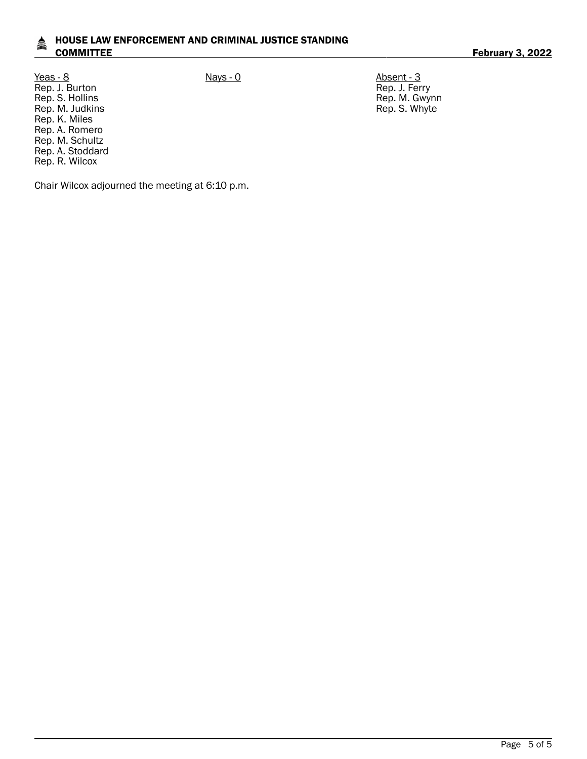| Yeas - 8 | Nays - 0 | Absent - 3 |
|---|---|---|
| Rep. J. Burton | | Rep. J. Ferry |
| Rep. S. Hollins | | Rep. M. Gwynn |
| Rep. M. Judkins | | Rep. S. Whyte |
| Rep. K. Miles | | |
| Rep. A. Romero | | |
| Rep. M. Schultz | | |
| Rep. A. Stoddard | | |
| Rep. R. Wilcox | | |

Chair Wilcox adjourned the meeting at 6:10 p.m.